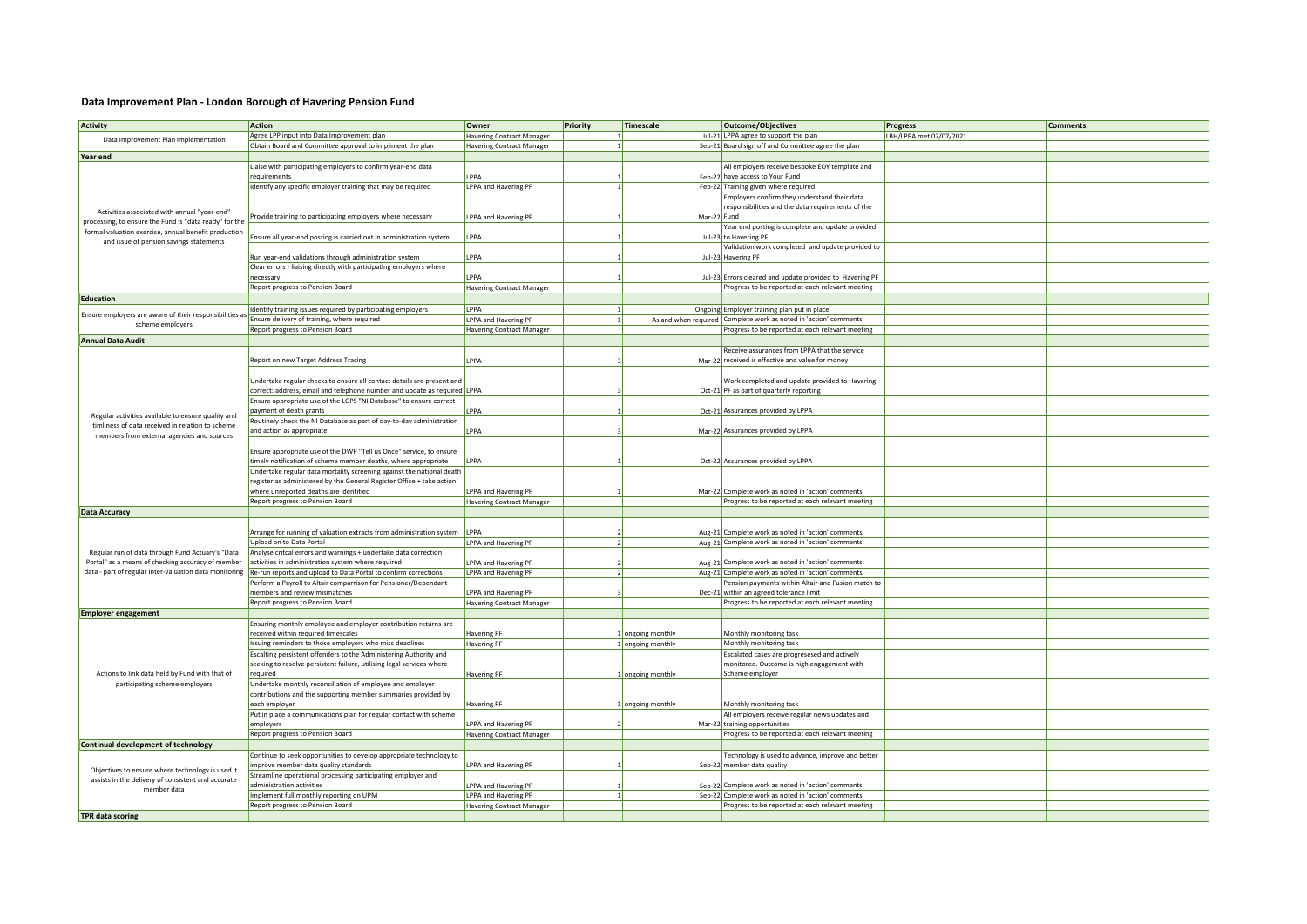# Data Improvement Plan - London Borough of Havering Pension Fund

| Activity | Action | Owner | Priority | Timescale | Outcome/Objectives | Progress | Comments |
|---|---|---|---|---|---|---|---|
| Data Improvement Plan implementation | Agree LPP input into Data Improvement plan | Havering Contract Manager | 1 | Jul-21 | LPPA agree to support the plan | LBH/LPPA met 02/07/2021 | |
| | Obtain Board and Committee approval to impliment the plan | Havering Contract Manager | 1 | Sep-21 | Board sign off and Committee agree the plan | | |
| **Year end** | | | | | | | |
| Activities associated with annual "year-end" processing, to ensure the Fund is "data ready" for the formal valuation exercise, annual benefit production and issue of pension savings statements | Liaise with participating employers to confirm year-end data requirements | LPPA | 1 | Feb-22 | All employers receive bespoke EOY template and have access to Your Fund | | |
| | Identify any specific employer training that may be required | LPPA and Havering PF | 1 | Feb-22 | Training given where required | | |
| | Provide training to participating employers where necessary | LPPA and Havering PF | 1 | Mar-22 | Employers confirm they understand their data responsibilities and the data requirements of the Fund | | |
| | Ensure all year-end posting is carried out in administration system | LPPA | 1 | Jul-23 | Year end posting is complete and update provided to Havering PF | | |
| | Run year-end validations through administration system | LPPA | 1 | Jul-23 | Validation work completed and update provided to Havering PF | | |
| | Clear errors - liaising directly with participating employers where necessary | LPPA | 1 | Jul-23 | Errors cleared and update provided to Havering PF | | |
| | Report progress to Pension Board | Havering Contract Manager | | | Progress to be reported at each relevant meeting | | |
| **Education** | | | | | | | |
| Ensure employers are aware of their responsibilities as scheme employers | Identify training issues required by participating employers | LPPA | 1 | Ongoing | Employer training plan put in place | | |
| | Ensure delivery of training, where required | LPPA and Havering PF | 1 | As and when required | Complete work as noted in 'action' comments | | |
| | Report progress to Pension Board | Havering Contract Manager | | | Progress to be reported at each relevant meeting | | |
| **Annual Data Audit** | | | | | | | |
| Regular activities available to ensure quality and timliness of data received in relation to scheme members from external agencies and sources | Report on new Target Address Tracing | LPPA | 3 | Mar-22 | Receive assurances from LPPA that the service received is effective and value for money | | |
| | Undertake regular checks to ensure all contact details are present and correct: address, email and telephone number and update as required | LPPA | 3 | Oct-21 | Work completed and update provided to Havering PF as part of quarterly reporting | | |
| | Ensure appropriate use of the LGPS "NI Database" to ensure correct payment of death grants | LPPA | 1 | Oct-21 | Assurances provided by LPPA | | |
| | Routinely check the NI Database as part of day-to-day administration and action as appropriate | LPPA | 3 | Mar-22 | Assurances provided by LPPA | | |
| | Ensure appropriate use of the DWP "Tell us Once" service, to ensure timely notification of scheme member deaths, where appropriate | LPPA | 1 | Oct-22 | Assurances provided by LPPA | | |
| | Undertake regular data mortality screening against the national death register as administered by the General Register Office + take action where unreported deaths are identified | LPPA and Havering PF | 1 | Mar-22 | Complete work as noted in 'action' comments | | |
| | Report progress to Pension Board | Havering Contract Manager | | | Progress to be reported at each relevant meeting | | |
| **Data Accuracy** | | | | | | | |
| Regular run of data through Fund Actuary's "Data Portal" as a means of checking accuracy of member data - part of regular inter-valuation data monitoring | Arrange for running of valuation extracts from administration system | LPPA | 2 | Aug-21 | Complete work as noted in 'action' comments | | |
| | Upload on to Data Portal | LPPA and Havering PF | 2 | Aug-21 | Complete work as noted in 'action' comments | | |
| | Analyse critcal errors and warnings + undertake data correction activities in administration system where required | LPPA and Havering PF | 2 | Aug-21 | Complete work as noted in 'action' comments | | |
| | Re-run reports and upload to Data Portal to confirm corrections | LPPA and Havering PF | 2 | Aug-21 | Complete work as noted in 'action' comments | | |
| | Perform a Payroll to Altair comparison for Pensioner/Dependant members and review mismatches | LPPA and Havering PF | 3 | Dec-21 | Pension payments within Altair and Fusion match to within an agreed tolerance limit | | |
| | Report progress to Pension Board | Havering Contract Manager | | | Progress to be reported at each relevant meeting | | |
| **Employer engagement** | | | | | | | |
| Actions to link data held by Fund with that of participating scheme employers | Ensuring monthly employee and employer contribution returns are received within required timescales | Havering PF | 1 | ongoing monthly | Monthly monitoring task | | |
| | Issuing reminders to those employers who miss deadlines | Havering PF | 1 | ongoing monthly | Monthly monitoring task | | |
| | Escalting persistent offenders to the Administering Authority and seeking to resolve persistent failure, utilising legal services where required | Havering PF | 1 | ongoing monthly | Escalated cases are progresesed and actively monitored. Outcome is high engagement with Scheme employer | | |
| | Undertake monthly reconciliation of employee and employer contributions and the supporting member summaries provided by each employer | Havering PF | 1 | ongoing monthly | Monthly monitoring task | | |
| | Put in place a communications plan for regular contact with scheme employers | LPPA and Havering PF | 2 | Mar-22 | All employers receive regular news updates and training opportunities | | |
| | Report progress to Pension Board | Havering Contract Manager | | | Progress to be reported at each relevant meeting | | |
| **Continual development of technology** | | | | | | | |
| Objectives to ensure where technology is used it assists in the delivery of consistent and accurate member data | Continue to seek opportunities to develop appropriate technology to improve member data quality standards | LPPA and Havering PF | 1 | Sep-22 | Technology is used to advance, improve and better member data quality | | |
| | Streamline operational processing participating employer and administration activities | LPPA and Havering PF | 1 | Sep-22 | Complete work as noted in 'action' comments | | |
| | Implement full monthly reporting on UPM | LPPA and Havering PF | 1 | Sep-22 | Complete work as noted in 'action' comments | | |
| | Report progress to Pension Board | Havering Contract Manager | | | Progress to be reported at each relevant meeting | | |
| **TPR data scoring** | | | | | | | |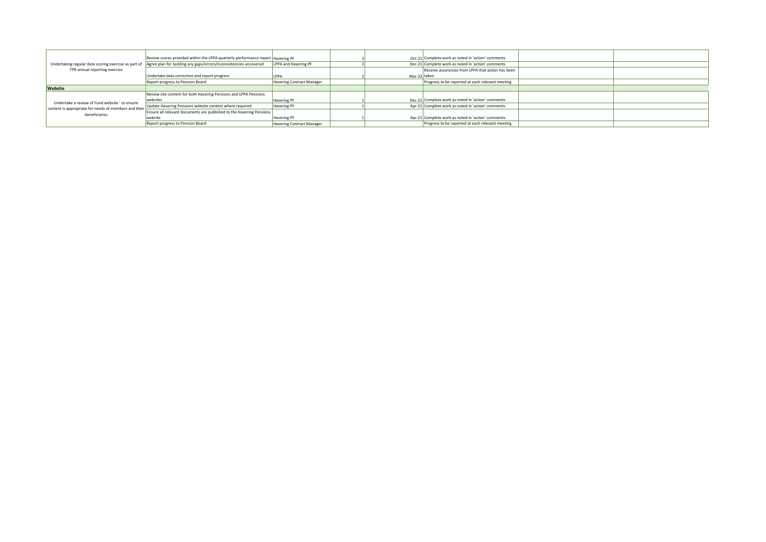| | | | | | | | |
|---|---|---|---|---|---|---|---|
| Undertaking regular data scoring exercise as part of TPR annual reporting exercise | Review scores provided within the LPPA quarterly performance report | Havering PF | 2 | Oct-21 | Complete work as noted in 'action' comments | | |
| | Agree plan for tackling any gaps/errors/inconsistencies uncovered | LPPA and Havering PF | 2 | Dec-21 | Complete work as noted in 'action' comments | | |
| | Undertake data correction and report progress | LPPA | 2 | Mar-22 | Receive assurances from LPPA that action has been taken | | |
| | Report progress to Pension Board | Havering Contract Manager | | | Progress to be reported at each relevant meeting | | |
| **Website** | | | | | | | |
| Undertake a review of Fund website - to ensure content is appropriate for needs of members and their beneficiaries | Review site content for both Havering Pensions and LPPA Pensions websites | Havering PF | 1 | Dec-21 | Complete work as noted in 'action' comments | | |
| | Update Havering Pensions website content where required | Havering PF | 1 | Apr-21 | Complete work as noted in 'action' comments | | |
| | Ensure all relevant documents are published to the Havering Pensions website | Havering PF | 1 | Apr-21 | Complete work as noted in 'action' comments | | |
| | Report progress to Pension Board | Havering Contract Manager | | | Progress to be reported at each relevant meeting | | |